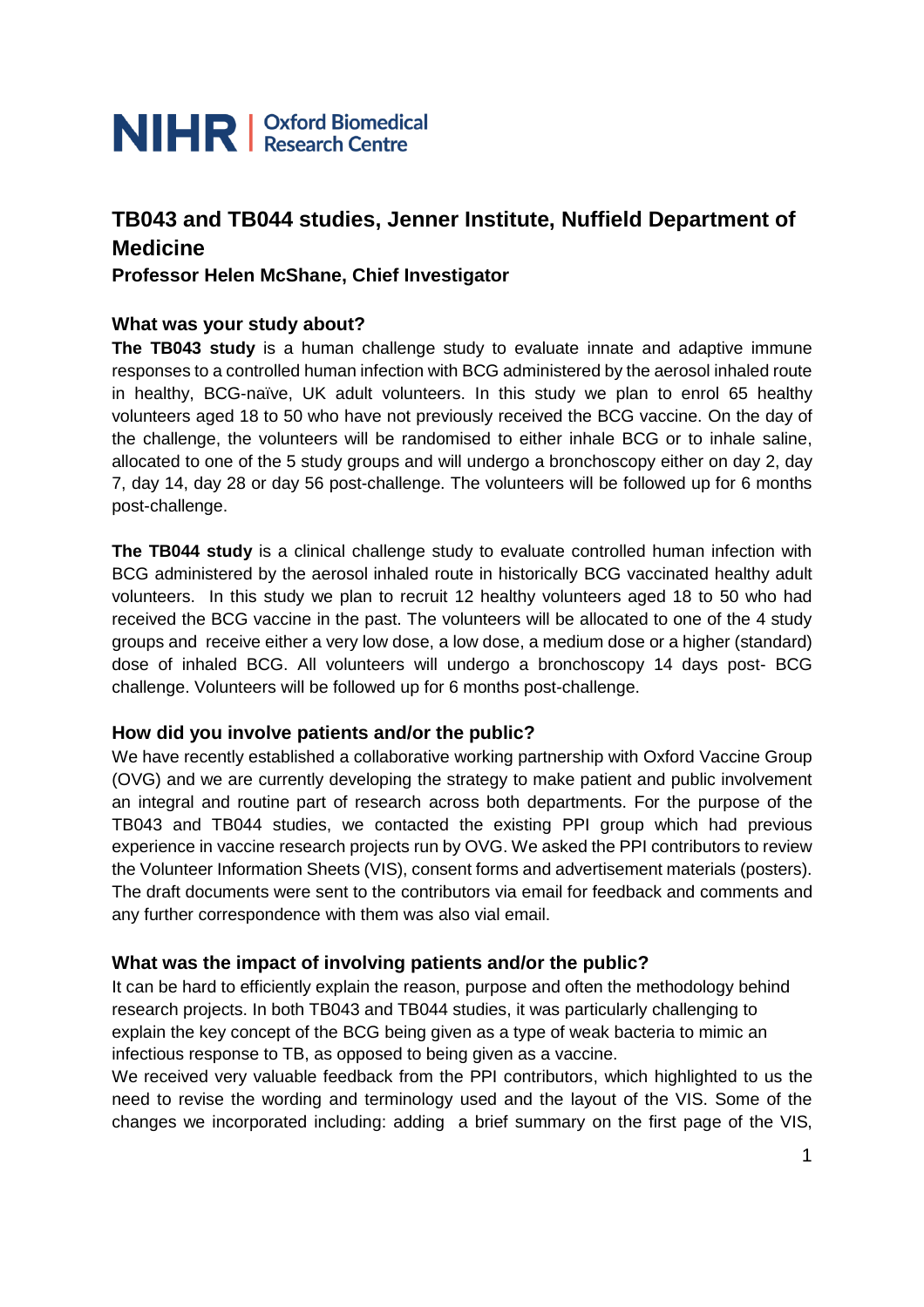NIHR | Oxford Biomedical Research Centre

# TB043 and TB044 studies, Jenner Institute, Nuffield Department of Medicine

**Professor Helen McShane, Chief Investigator**

## What was your study about?

**The TB043 study** is a human challenge study to evaluate innate and adaptive immune responses to a controlled human infection with BCG administered by the aerosol inhaled route in healthy, BCG-naïve, UK adult volunteers. In this study we plan to enrol 65 healthy volunteers aged 18 to 50 who have not previously received the BCG vaccine. On the day of the challenge, the volunteers will be randomised to either inhale BCG or to inhale saline, allocated to one of the 5 study groups and will undergo a bronchoscopy either on day 2, day 7, day 14, day 28 or day 56 post-challenge. The volunteers will be followed up for 6 months post-challenge.

**The TB044 study** is a clinical challenge study to evaluate controlled human infection with BCG administered by the aerosol inhaled route in historically BCG vaccinated healthy adult volunteers. In this study we plan to recruit 12 healthy volunteers aged 18 to 50 who had received the BCG vaccine in the past. The volunteers will be allocated to one of the 4 study groups and receive either a very low dose, a low dose, a medium dose or a higher (standard) dose of inhaled BCG. All volunteers will undergo a bronchoscopy 14 days post- BCG challenge. Volunteers will be followed up for 6 months post-challenge.

## How did you involve patients and/or the public?

We have recently established a collaborative working partnership with Oxford Vaccine Group (OVG) and we are currently developing the strategy to make patient and public involvement an integral and routine part of research across both departments. For the purpose of the TB043 and TB044 studies, we contacted the existing PPI group which had previous experience in vaccine research projects run by OVG. We asked the PPI contributors to review the Volunteer Information Sheets (VIS), consent forms and advertisement materials (posters). The draft documents were sent to the contributors via email for feedback and comments and any further correspondence with them was also vial email.

## What was the impact of involving patients and/or the public?

It can be hard to efficiently explain the reason, purpose and often the methodology behind research projects. In both TB043 and TB044 studies, it was particularly challenging to explain the key concept of the BCG being given as a type of weak bacteria to mimic an infectious response to TB, as opposed to being given as a vaccine.

We received very valuable feedback from the PPI contributors, which highlighted to us the need to revise the wording and terminology used and the layout of the VIS. Some of the changes we incorporated including: adding a brief summary on the first page of the VIS,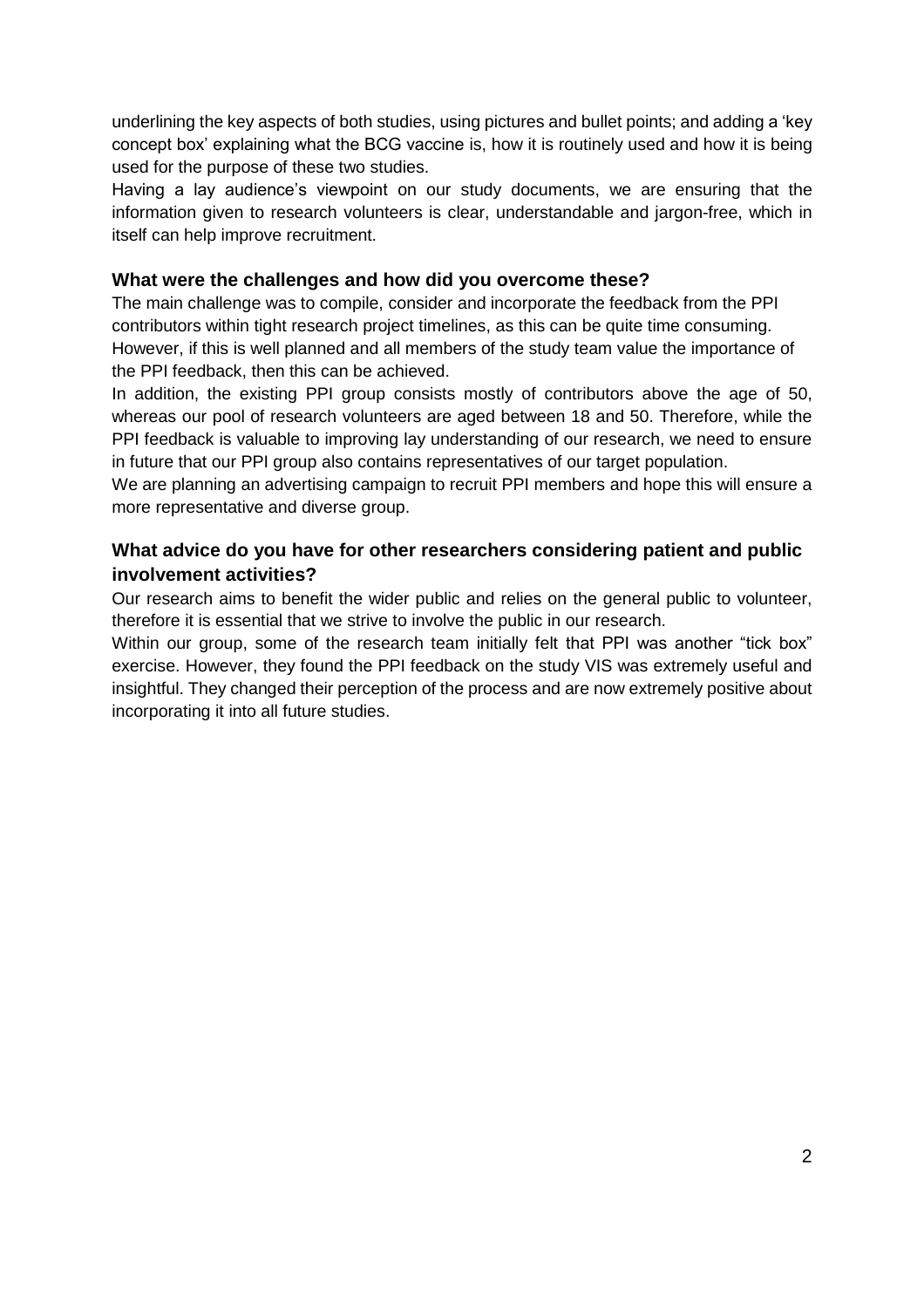underlining the key aspects of both studies, using pictures and bullet points; and adding a 'key concept box' explaining what the BCG vaccine is, how it is routinely used and how it is being used for the purpose of these two studies.

Having a lay audience's viewpoint on our study documents, we are ensuring that the information given to research volunteers is clear, understandable and jargon-free, which in itself can help improve recruitment.

### What were the challenges and how did you overcome these?

The main challenge was to compile, consider and incorporate the feedback from the PPI contributors within tight research project timelines, as this can be quite time consuming. However, if this is well planned and all members of the study team value the importance of the PPI feedback, then this can be achieved.

In addition, the existing PPI group consists mostly of contributors above the age of 50, whereas our pool of research volunteers are aged between 18 and 50. Therefore, while the PPI feedback is valuable to improving lay understanding of our research, we need to ensure in future that our PPI group also contains representatives of our target population.

We are planning an advertising campaign to recruit PPI members and hope this will ensure a more representative and diverse group.

### What advice do you have for other researchers considering patient and public involvement activities?

Our research aims to benefit the wider public and relies on the general public to volunteer, therefore it is essential that we strive to involve the public in our research.

Within our group, some of the research team initially felt that PPI was another "tick box" exercise. However, they found the PPI feedback on the study VIS was extremely useful and insightful. They changed their perception of the process and are now extremely positive about incorporating it into all future studies.